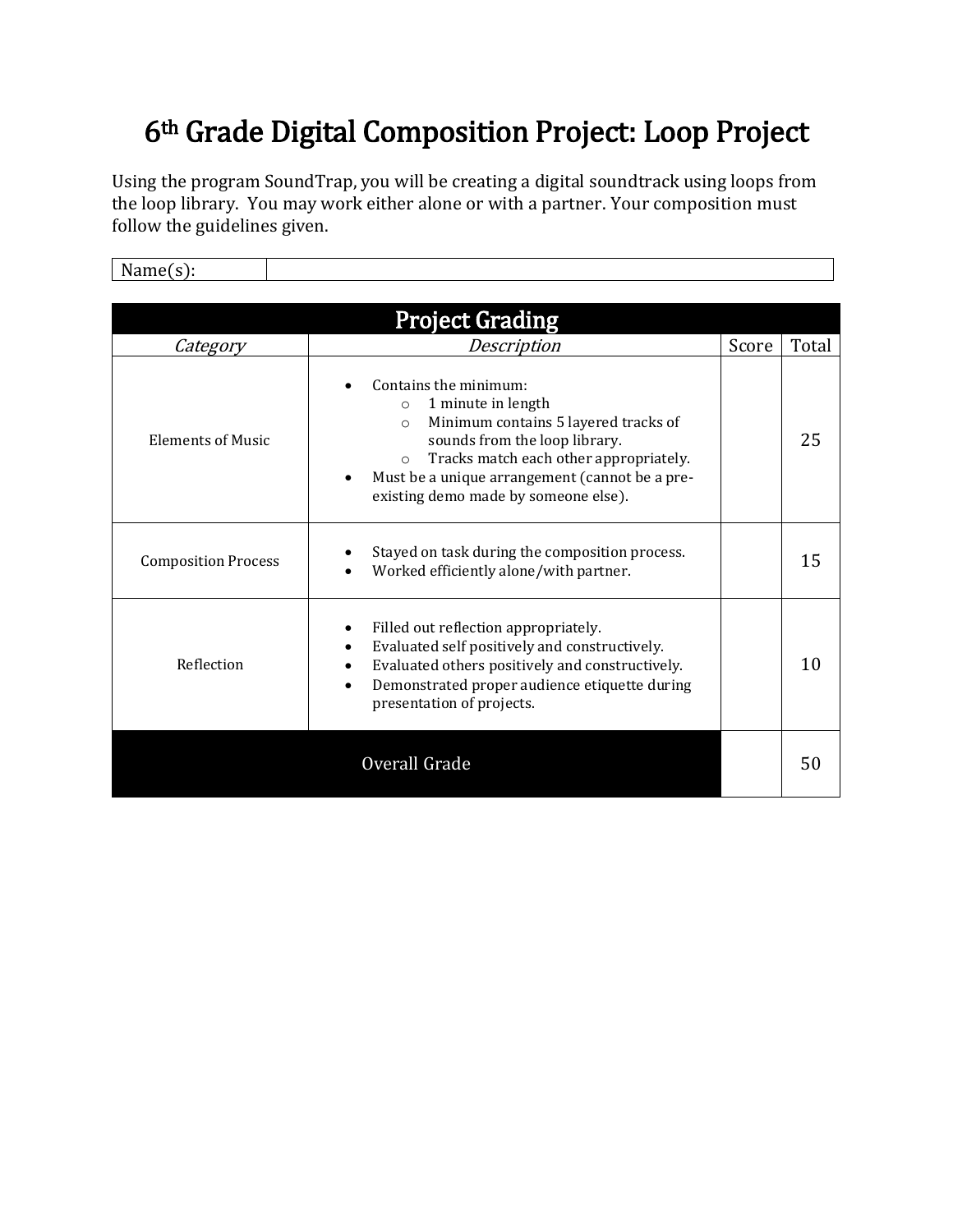# 6th Grade Digital Composition Project: Loop Project

Using the program SoundTrap, you will be creating a digital soundtrack using loops from the loop library. You may work either alone or with a partner. Your composition must follow the guidelines given.

| Name(s): | |
|---|---|

| Project Grading | | | |
|---|---|---|---|
| *Category* | *Description* | Score | Total |
| Elements of Music | • Contains the minimum:<br>  ○ 1 minute in length<br>  ○ Minimum contains 5 layered tracks of sounds from the loop library.<br>  ○ Tracks match each other appropriately.<br>• Must be a unique arrangement (cannot be a pre-existing demo made by someone else). | | 25 |
| Composition Process | • Stayed on task during the composition process.<br>• Worked efficiently alone/with partner. | | 15 |
| Reflection | • Filled out reflection appropriately.<br>• Evaluated self positively and constructively.<br>• Evaluated others positively and constructively.<br>• Demonstrated proper audience etiquette during presentation of projects. | | 10 |
| Overall Grade | | | 50 |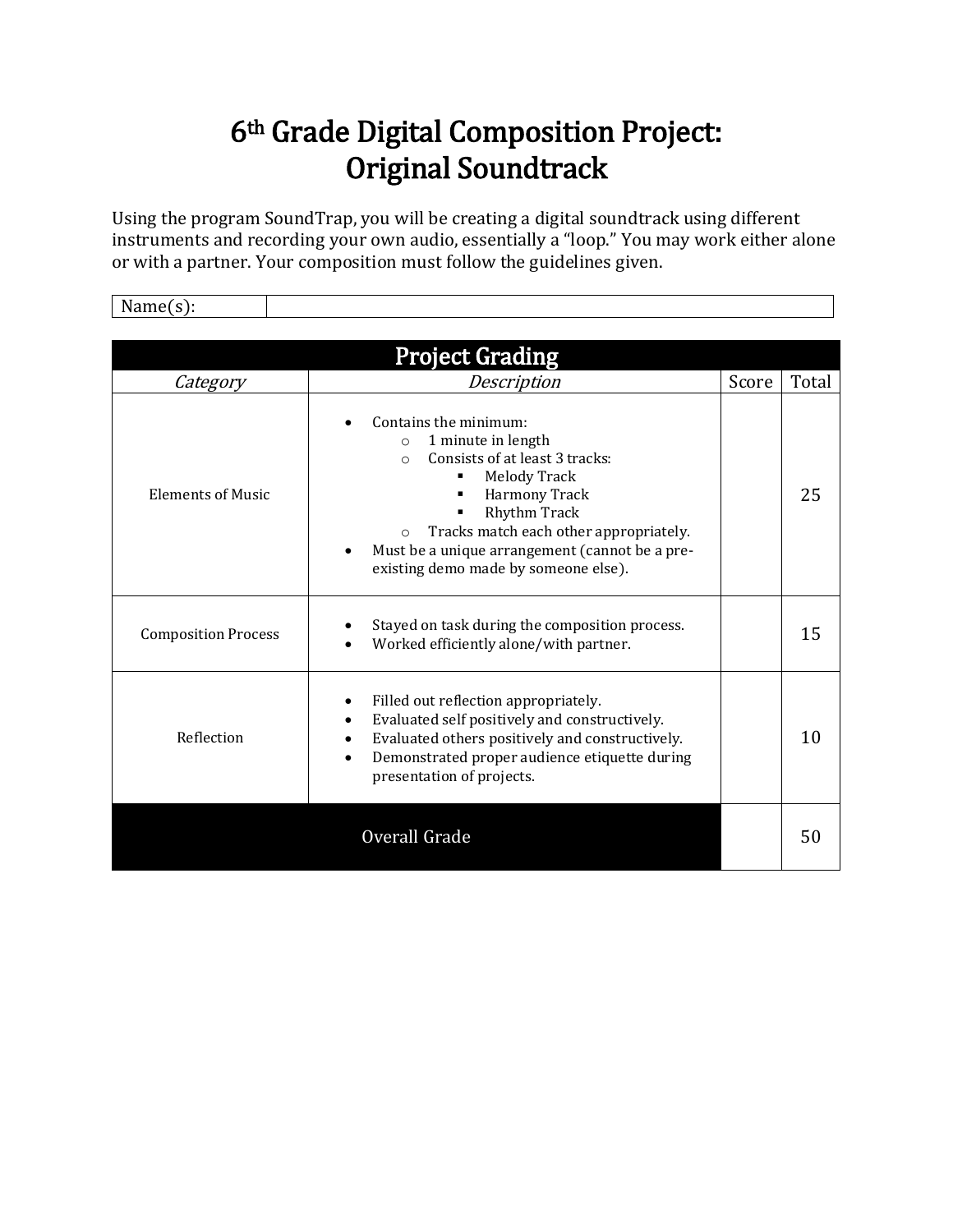# 6th Grade Digital Composition Project: Original Soundtrack

Using the program SoundTrap, you will be creating a digital soundtrack using different instruments and recording your own audio, essentially a "loop." You may work either alone or with a partner. Your composition must follow the guidelines given.

| Name(s): | |
|---|---|

| Project Grading | | | |
|---|---|---|---|
| *Category* | *Description* | Score | Total |
| Elements of Music | • Contains the minimum:<br>&nbsp;&nbsp;&nbsp;&nbsp;○ 1 minute in length<br>&nbsp;&nbsp;&nbsp;&nbsp;○ Consists of at least 3 tracks:<br>&nbsp;&nbsp;&nbsp;&nbsp;&nbsp;&nbsp;&nbsp;&nbsp;▪ Melody Track<br>&nbsp;&nbsp;&nbsp;&nbsp;&nbsp;&nbsp;&nbsp;&nbsp;▪ Harmony Track<br>&nbsp;&nbsp;&nbsp;&nbsp;&nbsp;&nbsp;&nbsp;&nbsp;▪ Rhythm Track<br>&nbsp;&nbsp;&nbsp;&nbsp;○ Tracks match each other appropriately.<br>• Must be a unique arrangement (cannot be a pre-existing demo made by someone else). | | 25 |
| Composition Process | • Stayed on task during the composition process.<br>• Worked efficiently alone/with partner. | | 15 |
| Reflection | • Filled out reflection appropriately.<br>• Evaluated self positively and constructively.<br>• Evaluated others positively and constructively.<br>• Demonstrated proper audience etiquette during presentation of projects. | | 10 |
| Overall Grade | | | 50 |